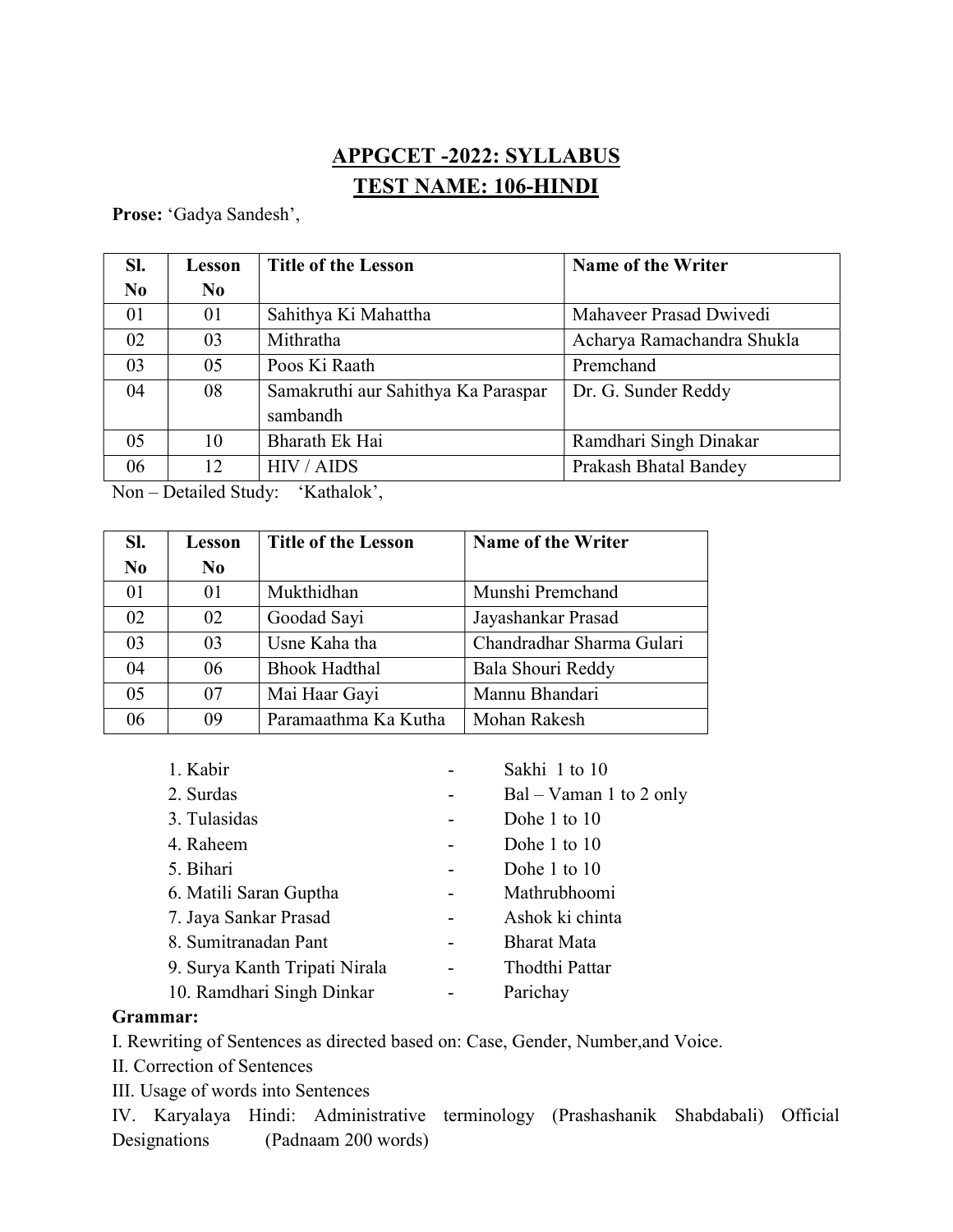# APPGCET -2022: SYLLABUS

## TEST NAME: 106-HINDI

**Prose:** 'Gadya Sandesh',

| Sl. No | Lesson No | Title of the Lesson | Name of the Writer |
|---|---|---|---|
| 01 | 01 | Sahithya Ki Mahattha | Mahaveer Prasad Dwivedi |
| 02 | 03 | Mithratha | Acharya Ramachandra Shukla |
| 03 | 05 | Poos Ki Raath | Premchand |
| 04 | 08 | Samakruthi aur Sahithya Ka Paraspar sambandh | Dr. G. Sunder Reddy |
| 05 | 10 | Bharath Ek Hai | Ramdhari Singh Dinakar |
| 06 | 12 | HIV / AIDS | Prakash Bhatal Bandey |

Non – Detailed Study: 'Kathalok',

| Sl. No | Lesson No | Title of the Lesson | Name of the Writer |
|---|---|---|---|
| 01 | 01 | Mukthidhan | Munshi Premchand |
| 02 | 02 | Goodad Sayi | Jayashankar Prasad |
| 03 | 03 | Usne Kaha tha | Chandradhar Sharma Gulari |
| 04 | 06 | Bhook Hadthal | Bala Shouri Reddy |
| 05 | 07 | Mai Haar Gayi | Mannu Bhandari |
| 06 | 09 | Paramaathma Ka Kutha | Mohan Rakesh |

1. Kabir - Sakhi 1 to 10
2. Surdas - Bal – Vaman 1 to 2 only
3. Tulasidas - Dohe 1 to 10
4. Raheem - Dohe 1 to 10
5. Bihari - Dohe 1 to 10
6. Matili Saran Guptha - Mathrubhoomi
7. Jaya Sankar Prasad - Ashok ki chinta
8. Sumitranadan Pant - Bharat Mata
9. Surya Kanth Tripati Nirala - Thodthi Pattar
10. Ramdhari Singh Dinkar - Parichay

**Grammar:**

I. Rewriting of Sentences as directed based on: Case, Gender, Number,and Voice.

II. Correction of Sentences

III. Usage of words into Sentences

IV. Karyalaya Hindi: Administrative terminology (Prashashanik Shabdabali) Official Designations (Padnaam 200 words)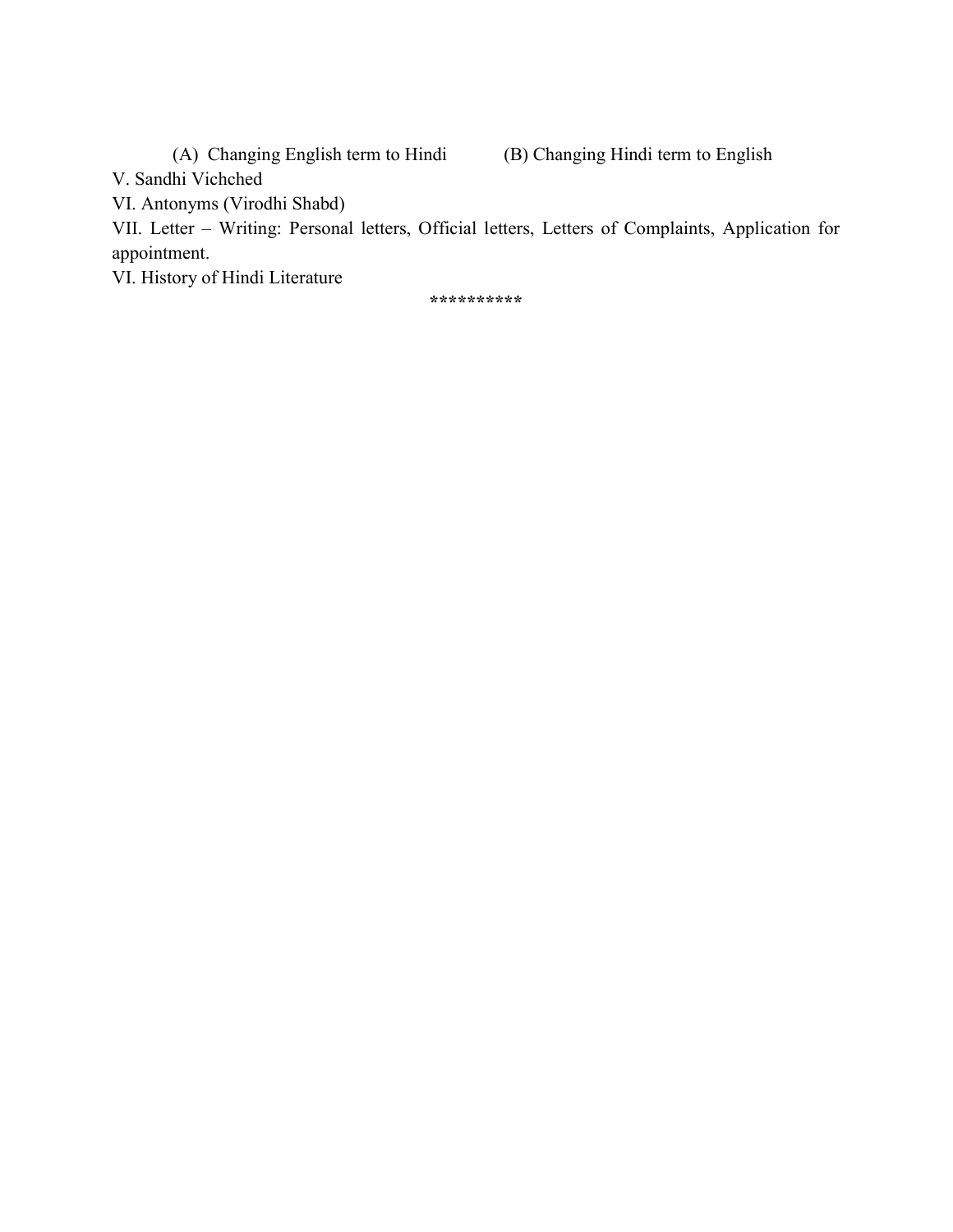(A) Changing English term to Hindi (B) Changing Hindi term to English

V. Sandhi Vichched

VI. Antonyms (Virodhi Shabd)

VII. Letter – Writing: Personal letters, Official letters, Letters of Complaints, Application for appointment.

VI. History of Hindi Literature

**********